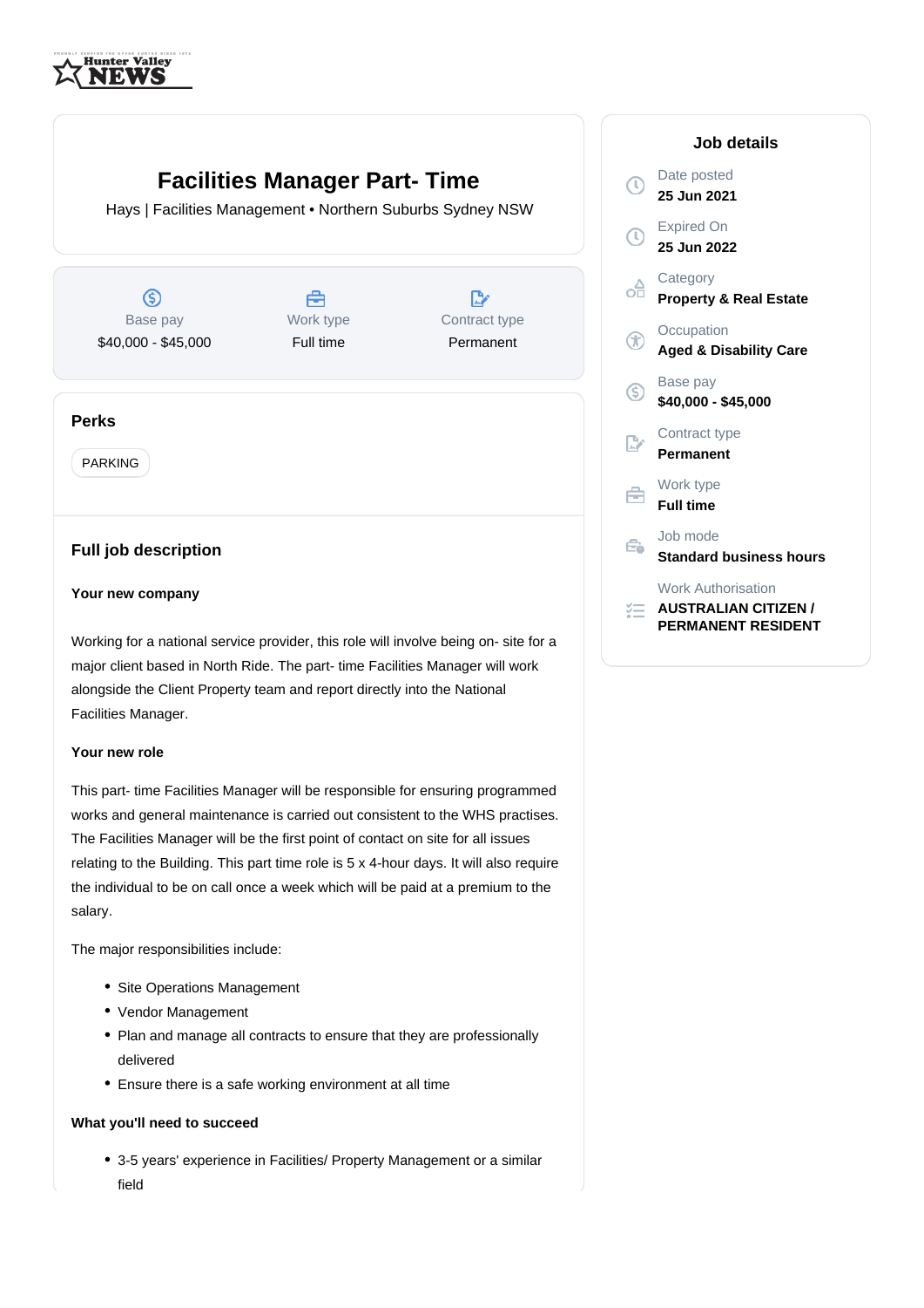# Facilities Manager Part- Time

Hays | Facilities Management • Northern Suburbs Sydney NSW

| Base pay | Work type | Contract type |
|---|---|---|
| $40,000 - $45,000 | Full time | Permanent |

## Perks

PARKING

## Full job description

**Your new company**

Working for a national service provider, this role will involve being on- site for a major client based in North Ride. The part- time Facilities Manager will work alongside the Client Property team and report directly into the National Facilities Manager.

**Your new role**

This part- time Facilities Manager will be responsible for ensuring programmed works and general maintenance is carried out consistent to the WHS practises. The Facilities Manager will be the first point of contact on site for all issues relating to the Building. This part time role is 5 x 4-hour days. It will also require the individual to be on call once a week which will be paid at a premium to the salary.

The major responsibilities include:

- Site Operations Management
- Vendor Management
- Plan and manage all contracts to ensure that they are professionally delivered
- Ensure there is a safe working environment at all time

**What you'll need to succeed**

- 3-5 years' experience in Facilities/ Property Management or a similar field

## Job details

Date posted
**25 Jun 2021**

Expired On
**25 Jun 2022**

Category
**Property & Real Estate**

Occupation
**Aged & Disability Care**

Base pay
**$40,000 - $45,000**

Contract type
**Permanent**

Work type
**Full time**

Job mode
**Standard business hours**

Work Authorisation
**AUSTRALIAN CITIZEN / PERMANENT RESIDENT**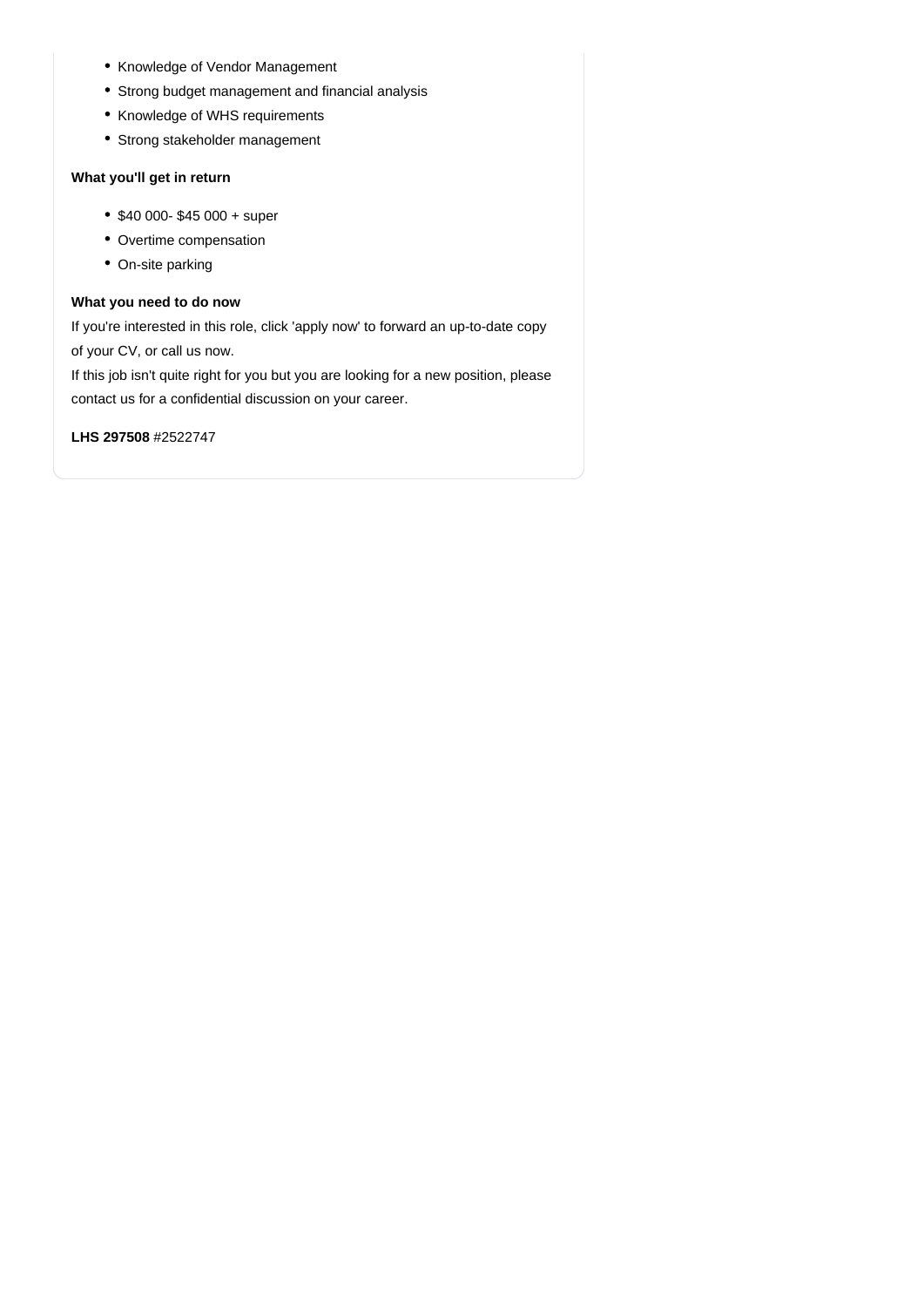- Knowledge of Vendor Management
- Strong budget management and financial analysis
- Knowledge of WHS requirements
- Strong stakeholder management

**What you'll get in return**

- $40 000- $45 000 + super
- Overtime compensation
- On-site parking

**What you need to do now**

If you're interested in this role, click 'apply now' to forward an up-to-date copy of your CV, or call us now.
If this job isn't quite right for you but you are looking for a new position, please contact us for a confidential discussion on your career.

**LHS 297508** #2522747